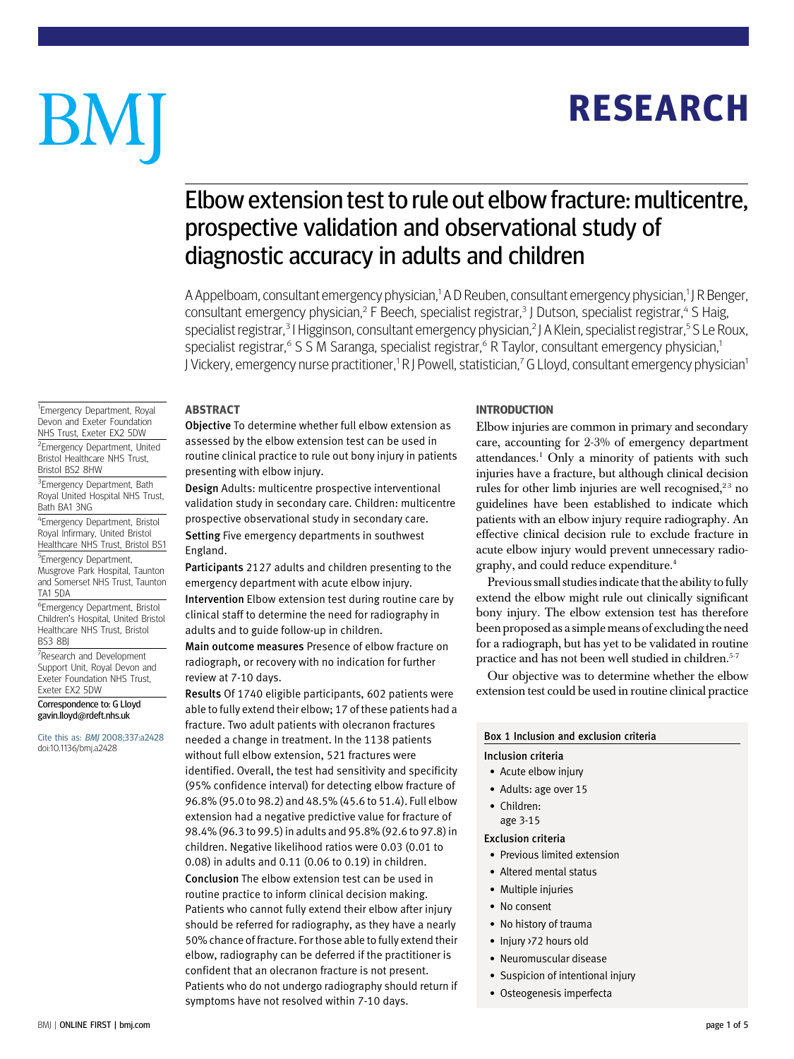# RESEARCH

# Elbow extension test to rule out elbow fracture: multicentre, prospective validation and observational study of diagnostic accuracy in adults and children

A Appelboam, consultant emergency physician,[1] A D Reuben, consultant emergency physician,[1] J R Benger, consultant emergency physician,[2] F Beech, specialist registrar,[3] J Dutson, specialist registrar,[4] S Haig, specialist registrar,[3] I Higginson, consultant emergency physician,[2] J A Klein, specialist registrar,[5] S Le Roux, specialist registrar,[6] S S M Saranga, specialist registrar,[6] R Taylor, consultant emergency physician,[1] J Vickery, emergency nurse practitioner,[1] R J Powell, statistician,[7] G Lloyd, consultant emergency physician[1]

[1]Emergency Department, Royal Devon and Exeter Foundation NHS Trust, Exeter EX2 5DW

[2]Emergency Department, United Bristol Healthcare NHS Trust, Bristol BS2 8HW

[3]Emergency Department, Bath Royal United Hospital NHS Trust, Bath BA1 3NG

[4]Emergency Department, Bristol Royal Infirmary, United Bristol Healthcare NHS Trust, Bristol BS1

[5]Emergency Department, Musgrove Park Hospital, Taunton and Somerset NHS Trust, Taunton TA1 5DA

[6]Emergency Department, Bristol Children's Hospital, United Bristol Healthcare NHS Trust, Bristol BS3 8BJ

[7]Research and Development Support Unit, Royal Devon and Exeter Foundation NHS Trust, Exeter EX2 5DW

Correspondence to: G Lloyd gavin.lloyd@rdeft.nhs.uk

Cite this as: *BMJ* 2008;337:a2428
doi:10.1136/bmj.a2428

## ABSTRACT

**Objective** To determine whether full elbow extension as assessed by the elbow extension test can be used in routine clinical practice to rule out bony injury in patients presenting with elbow injury.

**Design** Adults: multicentre prospective interventional validation study in secondary care. Children: multicentre prospective observational study in secondary care.

**Setting** Five emergency departments in southwest England.

**Participants** 2127 adults and children presenting to the emergency department with acute elbow injury.

**Intervention** Elbow extension test during routine care by clinical staff to determine the need for radiography in adults and to guide follow-up in children.

**Main outcome measures** Presence of elbow fracture on radiograph, or recovery with no indication for further review at 7-10 days.

**Results** Of 1740 eligible participants, 602 patients were able to fully extend their elbow; 17 of these patients had a fracture. Two adult patients with olecranon fractures needed a change in treatment. In the 1138 patients without full elbow extension, 521 fractures were identified. Overall, the test had sensitivity and specificity (95% confidence interval) for detecting elbow fracture of 96.8% (95.0 to 98.2) and 48.5% (45.6 to 51.4). Full elbow extension had a negative predictive value for fracture of 98.4% (96.3 to 99.5) in adults and 95.8% (92.6 to 97.8) in children. Negative likelihood ratios were 0.03 (0.01 to 0.08) in adults and 0.11 (0.06 to 0.19) in children.

**Conclusion** The elbow extension test can be used in routine practice to inform clinical decision making. Patients who cannot fully extend their elbow after injury should be referred for radiography, as they have a nearly 50% chance of fracture. For those able to fully extend their elbow, radiography can be deferred if the practitioner is confident that an olecranon fracture is not present. Patients who do not undergo radiography should return if symptoms have not resolved within 7-10 days.

## INTRODUCTION

Elbow injuries are common in primary and secondary care, accounting for 2-3% of emergency department attendances.[1] Only a minority of patients with such injuries have a fracture, but although clinical decision rules for other limb injuries are well recognised,[2,3] no guidelines have been established to indicate which patients with an elbow injury require radiography. An effective clinical decision rule to exclude fracture in acute elbow injury would prevent unnecessary radiography, and could reduce expenditure.[4]

Previous small studies indicate that the ability to fully extend the elbow might rule out clinically significant bony injury. The elbow extension test has therefore been proposed as a simple means of excluding the need for a radiograph, but has yet to be validated in routine practice and has not been well studied in children.[5-7]

Our objective was to determine whether the elbow extension test could be used in routine clinical practice

### Box 1 Inclusion and exclusion criteria

**Inclusion criteria**

- Acute elbow injury
- Adults: age over 15
- Children: age 3-15

**Exclusion criteria**

- Previous limited extension
- Altered mental status
- Multiple injuries
- No consent
- No history of trauma
- Injury >72 hours old
- Neuromuscular disease
- Suspicion of intentional injury
- Osteogenesis imperfecta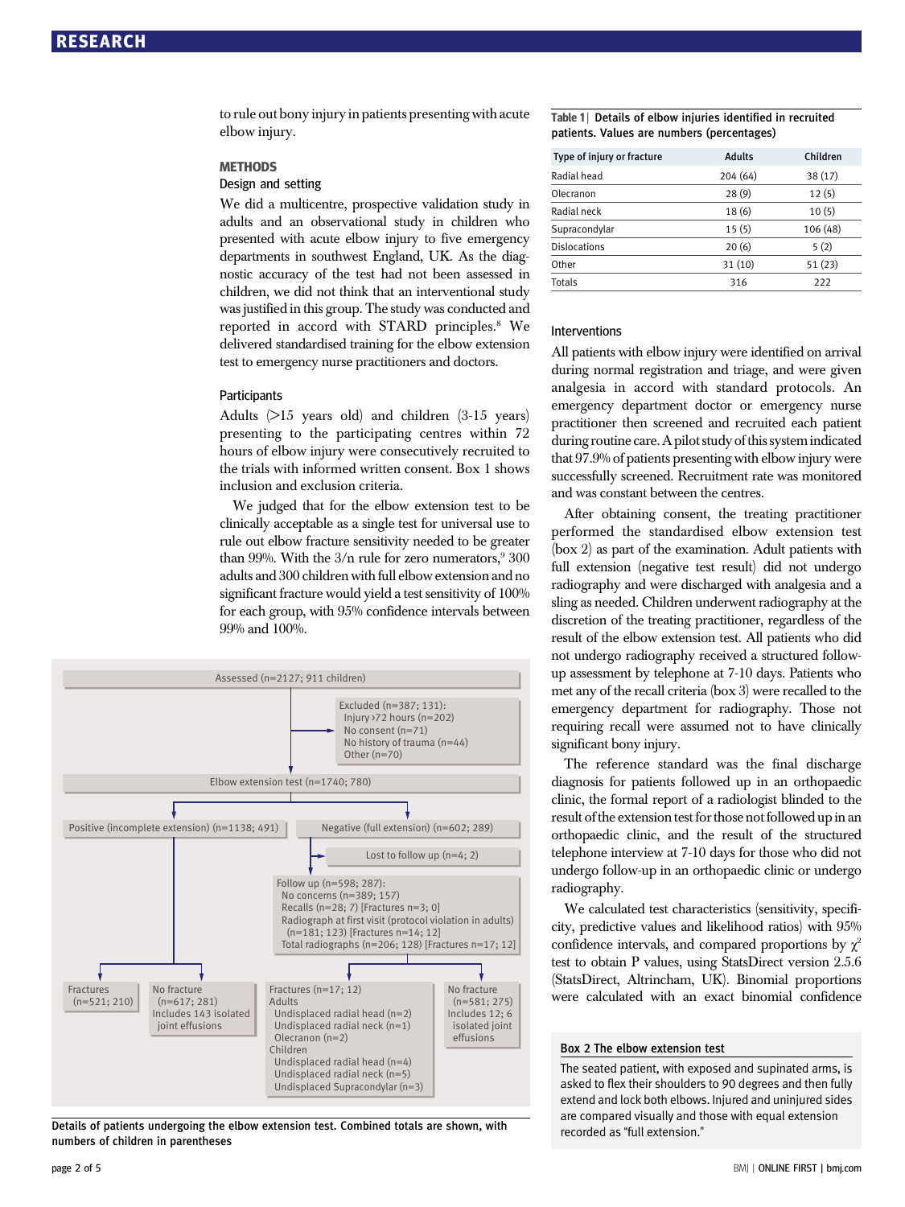to rule out bony injury in patients presenting with acute elbow injury.

## METHODS

### Design and setting

We did a multicentre, prospective validation study in adults and an observational study in children who presented with acute elbow injury to five emergency departments in southwest England, UK. As the diagnostic accuracy of the test had not been assessed in children, we did not think that an interventional study was justified in this group. The study was conducted and reported in accord with STARD principles.[8] We delivered standardised training for the elbow extension test to emergency nurse practitioners and doctors.

### Participants

Adults (>15 years old) and children (3-15 years) presenting to the participating centres within 72 hours of elbow injury were consecutively recruited to the trials with informed written consent. Box 1 shows inclusion and exclusion criteria.

We judged that for the elbow extension test to be clinically acceptable as a single test for universal use to rule out elbow fracture sensitivity needed to be greater than 99%. With the 3/n rule for zero numerators,[9] 300 adults and 300 children with full elbow extension and no significant fracture would yield a test sensitivity of 100% for each group, with 95% confidence intervals between 99% and 100%.

Assessed (n=2127; 911 children)

Excluded (n=387; 131):
- Injury >72 hours (n=202)
- No consent (n=71)
- No history of trauma (n=44)
- Other (n=70)

Elbow extension test (n=1740; 780)

Positive (incomplete extension) (n=1138; 491)

Negative (full extension) (n=602; 289)

Lost to follow up (n=4; 2)

Follow up (n=598; 287):
- No concerns (n=389; 157)
- Recalls (n=28; 7) [Fractures n=3; 0]
- Radiograph at first visit (protocol violation in adults) (n=181; 123) [Fractures n=14; 12]
- Total radiographs (n=206; 128) [Fractures n=17; 12]

Fractures (n=521; 210)

No fracture (n=617; 281) Includes 143 isolated joint effusions

Fractures (n=17; 12)
- Adults
  - Undisplaced radial head (n=2)
  - Undisplaced radial neck (n=1)
  - Olecranon (n=2)
- Children
  - Undisplaced radial head (n=4)
  - Undisplaced radial neck (n=5)
  - Undisplaced Supracondylar (n=3)

No fracture (n=581; 275) Includes 12; 6 isolated joint effusions

Details of patients undergoing the elbow extension test. Combined totals are shown, with numbers of children in parentheses

**Table 1| Details of elbow injuries identified in recruited patients. Values are numbers (percentages)**

| Type of injury or fracture | Adults | Children |
|---|---|---|
| Radial head | 204 (64) | 38 (17) |
| Olecranon | 28 (9) | 12 (5) |
| Radial neck | 18 (6) | 10 (5) |
| Supracondylar | 15 (5) | 106 (48) |
| Dislocations | 20 (6) | 5 (2) |
| Other | 31 (10) | 51 (23) |
| Totals | 316 | 222 |

### Interventions

All patients with elbow injury were identified on arrival during normal registration and triage, and were given analgesia in accord with standard protocols. An emergency department doctor or emergency nurse practitioner then screened and recruited each patient during routine care. A pilot study of this system indicated that 97.9% of patients presenting with elbow injury were successfully screened. Recruitment rate was monitored and was constant between the centres.

After obtaining consent, the treating practitioner performed the standardised elbow extension test (box 2) as part of the examination. Adult patients with full extension (negative test result) did not undergo radiography and were discharged with analgesia and a sling as needed. Children underwent radiography at the discretion of the treating practitioner, regardless of the result of the elbow extension test. All patients who did not undergo radiography received a structured follow-up assessment by telephone at 7-10 days. Patients who met any of the recall criteria (box 3) were recalled to the emergency department for radiography. Those not requiring recall were assumed not to have clinically significant bony injury.

The reference standard was the final discharge diagnosis for patients followed up in an orthopaedic clinic, the formal report of a radiologist blinded to the result of the extension test for those not followed up in an orthopaedic clinic, and the result of the structured telephone interview at 7-10 days for those who did not undergo follow-up in an orthopaedic clinic or undergo radiography.

We calculated test characteristics (sensitivity, specificity, predictive values and likelihood ratios) with 95% confidence intervals, and compared proportions by $\chi^2$ test to obtain P values, using StatsDirect version 2.5.6 (StatsDirect, Altrincham, UK). Binomial proportions were calculated with an exact binomial confidence

**Box 2 The elbow extension test**

The seated patient, with exposed and supinated arms, is asked to flex their shoulders to 90 degrees and then fully extend and lock both elbows. Injured and uninjured sides are compared visually and those with equal extension recorded as "full extension."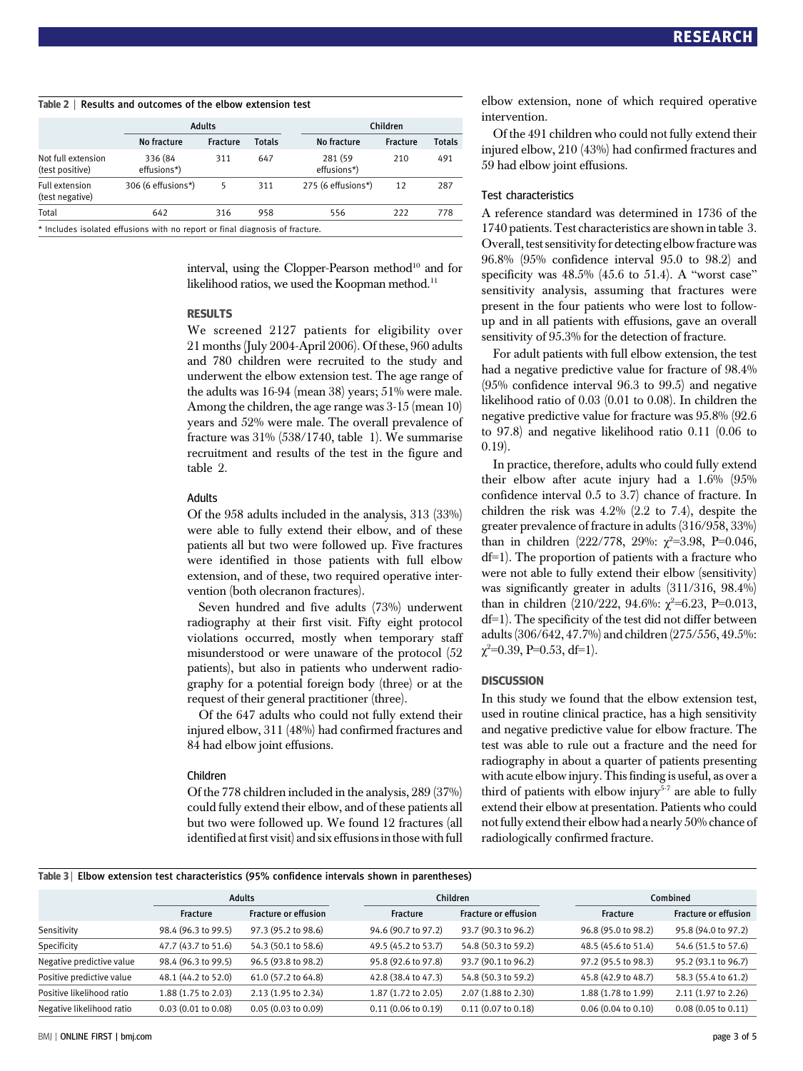**Table 2 | Results and outcomes of the elbow extension test**

| | Adults | | | Children | | |
|---|---|---|---|---|---|---|
| | No fracture | Fracture | Totals | No fracture | Fracture | Totals |
| Not full extension (test positive) | 336 (84 effusions*) | 311 | 647 | 281 (59 effusions*) | 210 | 491 |
| Full extension (test negative) | 306 (6 effusions*) | 5 | 311 | 275 (6 effusions*) | 12 | 287 |
| Total | 642 | 316 | 958 | 556 | 222 | 778 |

* Includes isolated effusions with no report or final diagnosis of fracture.

interval, using the Clopper-Pearson method[10] and for likelihood ratios, we used the Koopman method.[11]

## RESULTS

We screened 2127 patients for eligibility over 21 months (July 2004-April 2006). Of these, 960 adults and 780 children were recruited to the study and underwent the elbow extension test. The age range of the adults was 16-94 (mean 38) years; 51% were male. Among the children, the age range was 3-15 (mean 10) years and 52% were male. The overall prevalence of fracture was 31% (538/1740, table 1). We summarise recruitment and results of the test in the figure and table 2.

### Adults

Of the 958 adults included in the analysis, 313 (33%) were able to fully extend their elbow, and of these patients all but two were followed up. Five fractures were identified in those patients with full elbow extension, and of these, two required operative intervention (both olecranon fractures).

Seven hundred and five adults (73%) underwent radiography at their first visit. Fifty eight protocol violations occurred, mostly when temporary staff misunderstood or were unaware of the protocol (52 patients), but also in patients who underwent radiography for a potential foreign body (three) or at the request of their general practitioner (three).

Of the 647 adults who could not fully extend their injured elbow, 311 (48%) had confirmed fractures and 84 had elbow joint effusions.

### Children

Of the 778 children included in the analysis, 289 (37%) could fully extend their elbow, and of these patients all but two were followed up. We found 12 fractures (all identified at first visit) and six effusions in those with full elbow extension, none of which required operative intervention.

Of the 491 children who could not fully extend their injured elbow, 210 (43%) had confirmed fractures and 59 had elbow joint effusions.

### Test characteristics

A reference standard was determined in 1736 of the 1740 patients. Test characteristics are shown in table 3. Overall, test sensitivity for detecting elbow fracture was 96.8% (95% confidence interval 95.0 to 98.2) and specificity was 48.5% (45.6 to 51.4). A "worst case" sensitivity analysis, assuming that fractures were present in the four patients who were lost to follow-up and in all patients with effusions, gave an overall sensitivity of 95.3% for the detection of fracture.

For adult patients with full elbow extension, the test had a negative predictive value for fracture of 98.4% (95% confidence interval 96.3 to 99.5) and negative likelihood ratio of 0.03 (0.01 to 0.08). In children the negative predictive value for fracture was 95.8% (92.6 to 97.8) and negative likelihood ratio 0.11 (0.06 to 0.19).

In practice, therefore, adults who could fully extend their elbow after acute injury had a 1.6% (95% confidence interval 0.5 to 3.7) chance of fracture. In children the risk was 4.2% (2.2 to 7.4), despite the greater prevalence of fracture in adults (316/958, 33%) than in children (222/778, 29%: $\chi^2$=3.98, P=0.046, df=1). The proportion of patients with a fracture who were not able to fully extend their elbow (sensitivity) was significantly greater in adults (311/316, 98.4%) than in children (210/222, 94.6%: $\chi^2$=6.23, P=0.013, df=1). The specificity of the test did not differ between adults (306/642, 47.7%) and children (275/556, 49.5%: $\chi^2$=0.39, P=0.53, df=1).

## DISCUSSION

In this study we found that the elbow extension test, used in routine clinical practice, has a high sensitivity and negative predictive value for elbow fracture. The test was able to rule out a fracture and the need for radiography in about a quarter of patients presenting with acute elbow injury. This finding is useful, as over a third of patients with elbow injury[5-7] are able to fully extend their elbow at presentation. Patients who could not fully extend their elbow had a nearly 50% chance of radiologically confirmed fracture.

**Table 3 | Elbow extension test characteristics (95% confidence intervals shown in parentheses)**

| | Adults | | Children | | Combined | |
|---|---|---|---|---|---|---|
| | Fracture | Fracture or effusion | Fracture | Fracture or effusion | Fracture | Fracture or effusion |
| Sensitivity | 98.4 (96.3 to 99.5) | 97.3 (95.2 to 98.6) | 94.6 (90.7 to 97.2) | 93.7 (90.3 to 96.2) | 96.8 (95.0 to 98.2) | 95.8 (94.0 to 97.2) |
| Specificity | 47.7 (43.7 to 51.6) | 54.3 (50.1 to 58.6) | 49.5 (45.2 to 53.7) | 54.8 (50.3 to 59.2) | 48.5 (45.6 to 51.4) | 54.6 (51.5 to 57.6) |
| Negative predictive value | 98.4 (96.3 to 99.5) | 96.5 (93.8 to 98.2) | 95.8 (92.6 to 97.8) | 93.7 (90.1 to 96.2) | 97.2 (95.5 to 98.3) | 95.2 (93.1 to 96.7) |
| Positive predictive value | 48.1 (44.2 to 52.0) | 61.0 (57.2 to 64.8) | 42.8 (38.4 to 47.3) | 54.8 (50.3 to 59.2) | 45.8 (42.9 to 48.7) | 58.3 (55.4 to 61.2) |
| Positive likelihood ratio | 1.88 (1.75 to 2.03) | 2.13 (1.95 to 2.34) | 1.87 (1.72 to 2.05) | 2.07 (1.88 to 2.30) | 1.88 (1.78 to 1.99) | 2.11 (1.97 to 2.26) |
| Negative likelihood ratio | 0.03 (0.01 to 0.08) | 0.05 (0.03 to 0.09) | 0.11 (0.06 to 0.19) | 0.11 (0.07 to 0.18) | 0.06 (0.04 to 0.10) | 0.08 (0.05 to 0.11) |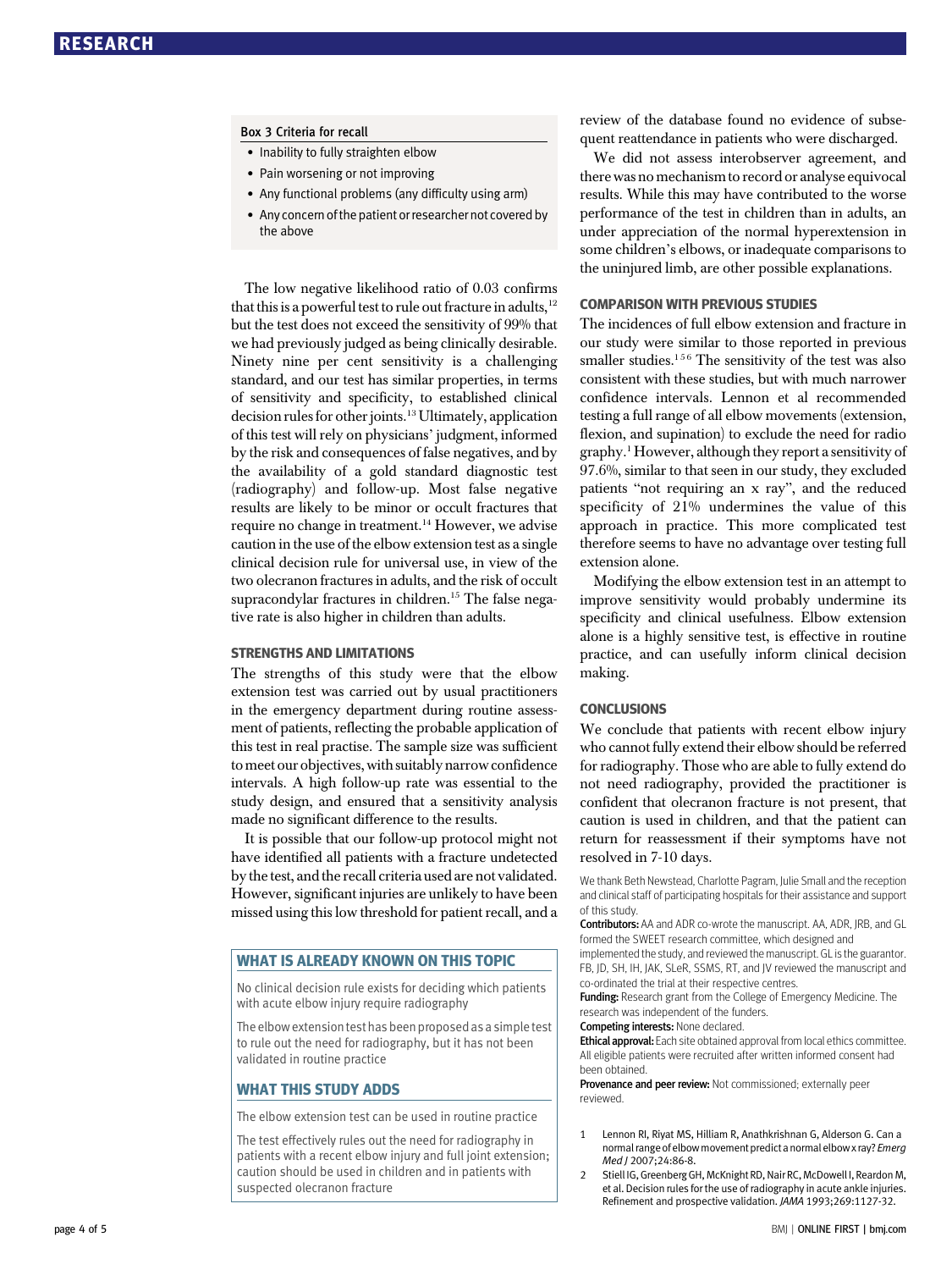**Box 3 Criteria for recall**

- Inability to fully straighten elbow
- Pain worsening or not improving
- Any functional problems (any difficulty using arm)
- Any concern of the patient or researcher not covered by the above

The low negative likelihood ratio of 0.03 confirms that this is a powerful test to rule out fracture in adults,[12] but the test does not exceed the sensitivity of 99% that we had previously judged as being clinically desirable. Ninety nine per cent sensitivity is a challenging standard, and our test has similar properties, in terms of sensitivity and specificity, to established clinical decision rules for other joints.[13] Ultimately, application of this test will rely on physicians' judgment, informed by the risk and consequences of false negatives, and by the availability of a gold standard diagnostic test (radiography) and follow-up. Most false negative results are likely to be minor or occult fractures that require no change in treatment.[14] However, we advise caution in the use of the elbow extension test as a single clinical decision rule for universal use, in view of the two olecranon fractures in adults, and the risk of occult supracondylar fractures in children.[15] The false negative rate is also higher in children than adults.

## STRENGTHS AND LIMITATIONS

The strengths of this study were that the elbow extension test was carried out by usual practitioners in the emergency department during routine assessment of patients, reflecting the probable application of this test in real practise. The sample size was sufficient to meet our objectives, with suitably narrow confidence intervals. A high follow-up rate was essential to the study design, and ensured that a sensitivity analysis made no significant difference to the results.

It is possible that our follow-up protocol might not have identified all patients with a fracture undetected by the test, and the recall criteria used are not validated. However, significant injuries are unlikely to have been missed using this low threshold for patient recall, and a review of the database found no evidence of subsequent reattendance in patients who were discharged.

We did not assess interobserver agreement, and there was no mechanism to record or analyse equivocal results. While this may have contributed to the worse performance of the test in children than in adults, an under appreciation of the normal hyperextension in some children's elbows, or inadequate comparisons to the uninjured limb, are other possible explanations.

## COMPARISON WITH PREVIOUS STUDIES

The incidences of full elbow extension and fracture in our study were similar to those reported in previous smaller studies.[1 5 6] The sensitivity of the test was also consistent with these studies, but with much narrower confidence intervals. Lennon et al recommended testing a full range of all elbow movements (extension, flexion, and supination) to exclude the need for radiography.[1] However, although they report a sensitivity of 97.6%, similar to that seen in our study, they excluded patients "not requiring an x ray", and the reduced specificity of 21% undermines the value of this approach in practice. This more complicated test therefore seems to have no advantage over testing full extension alone.

Modifying the elbow extension test in an attempt to improve sensitivity would probably undermine its specificity and clinical usefulness. Elbow extension alone is a highly sensitive test, is effective in routine practice, and can usefully inform clinical decision making.

## CONCLUSIONS

We conclude that patients with recent elbow injury who cannot fully extend their elbow should be referred for radiography. Those who are able to fully extend do not need radiography, provided the practitioner is confident that olecranon fracture is not present, that caution is used in children, and that the patient can return for reassessment if their symptoms have not resolved in 7-10 days.

### WHAT IS ALREADY KNOWN ON THIS TOPIC

No clinical decision rule exists for deciding which patients with acute elbow injury require radiography

The elbow extension test has been proposed as a simple test to rule out the need for radiography, but it has not been validated in routine practice

### WHAT THIS STUDY ADDS

The elbow extension test can be used in routine practice

The test effectively rules out the need for radiography in patients with a recent elbow injury and full joint extension; caution should be used in children and in patients with suspected olecranon fracture

We thank Beth Newstead, Charlotte Pagram, Julie Small and the reception and clinical staff of participating hospitals for their assistance and support of this study.

**Contributors:** AA and ADR co-wrote the manuscript. AA, ADR, JRB, and GL formed the SWEET research committee, which designed and implemented the study, and reviewed the manuscript. GL is the guarantor. FB, JD, SH, IH, JAK, SLeR, SSMS, RT, and JV reviewed the manuscript and co-ordinated the trial at their respective centres.

**Funding:** Research grant from the College of Emergency Medicine. The research was independent of the funders.

**Competing interests:** None declared.

**Ethical approval:** Each site obtained approval from local ethics committee. All eligible patients were recruited after written informed consent had been obtained.

**Provenance and peer review:** Not commissioned; externally peer reviewed.

1. Lennon RI, Riyat MS, Hilliam R, Anathkrishnan G, Alderson G. Can a normal range of elbow movement predict a normal elbow x ray? *Emerg Med J* 2007;24:86-8.
2. Stiell IG, Greenberg GH, McKnight RD, Nair RC, McDowell I, Reardon M, et al. Decision rules for the use of radiography in acute ankle injuries. Refinement and prospective validation. *JAMA* 1993;269:1127-32.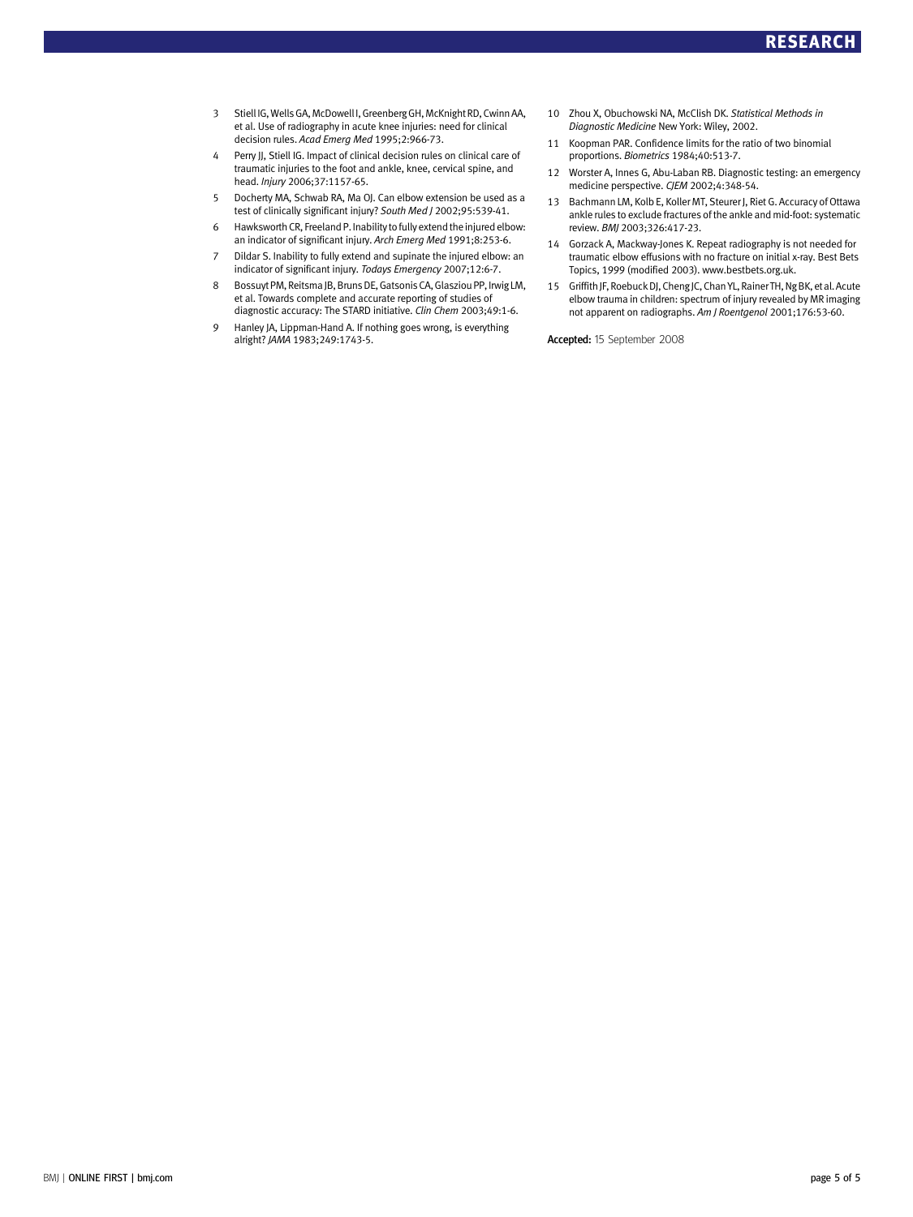3 Stiell IG, Wells GA, McDowell I, Greenberg GH, McKnight RD, Cwinn AA, et al. Use of radiography in acute knee injuries: need for clinical decision rules. *Acad Emerg Med* 1995;2:966-73.

4 Perry JJ, Stiell IG. Impact of clinical decision rules on clinical care of traumatic injuries to the foot and ankle, knee, cervical spine, and head. *Injury* 2006;37:1157-65.

5 Docherty MA, Schwab RA, Ma OJ. Can elbow extension be used as a test of clinically significant injury? *South Med J* 2002;95:539-41.

6 Hawksworth CR, Freeland P. Inability to fully extend the injured elbow: an indicator of significant injury. *Arch Emerg Med* 1991;8:253-6.

7 Dildar S. Inability to fully extend and supinate the injured elbow: an indicator of significant injury. *Todays Emergency* 2007;12:6-7.

8 Bossuyt PM, Reitsma JB, Bruns DE, Gatsonis CA, Glasziou PP, Irwig LM, et al. Towards complete and accurate reporting of studies of diagnostic accuracy: The STARD initiative. *Clin Chem* 2003;49:1-6.

9 Hanley JA, Lippman-Hand A. If nothing goes wrong, is everything alright? *JAMA* 1983;249:1743-5.

10 Zhou X, Obuchowski NA, McClish DK. *Statistical Methods in Diagnostic Medicine* New York: Wiley, 2002.

11 Koopman PAR. Confidence limits for the ratio of two binomial proportions. *Biometrics* 1984;40:513-7.

12 Worster A, Innes G, Abu-Laban RB. Diagnostic testing: an emergency medicine perspective. *CJEM* 2002;4:348-54.

13 Bachmann LM, Kolb E, Koller MT, Steurer J, Riet G. Accuracy of Ottawa ankle rules to exclude fractures of the ankle and mid-foot: systematic review. *BMJ* 2003;326:417-23.

14 Gorzack A, Mackway-Jones K. Repeat radiography is not needed for traumatic elbow effusions with no fracture on initial x-ray. Best Bets Topics, 1999 (modified 2003). www.bestbets.org.uk.

15 Griffith JF, Roebuck DJ, Cheng JC, Chan YL, Rainer TH, Ng BK, et al. Acute elbow trauma in children: spectrum of injury revealed by MR imaging not apparent on radiographs. *Am J Roentgenol* 2001;176:53-60.

**Accepted:** 15 September 2008